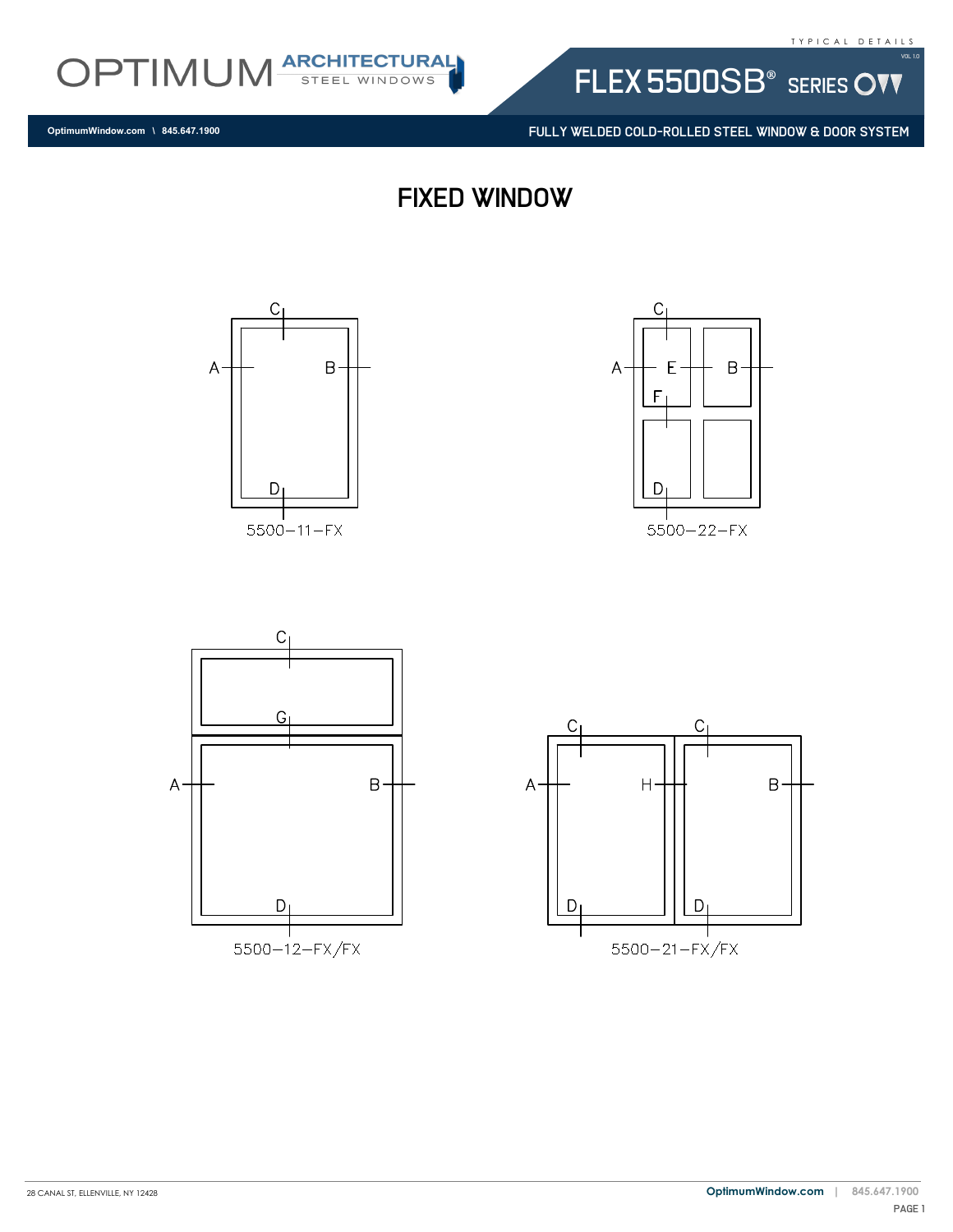OPTIMUM ARCHITECTURAL STEEL WINDOWS

TYPICAL DETAILS

FLEX 5500SB® SERIES

OptimumWindow.com \ 845.647.1900

FULLY WELDED COLD-ROLLED STEEL WINDOW & DOOR SYSTEM

# FIXED WINDOW

C
A
B
D
5500–11–FX

C
A
E
B
F
D
5500–22–FX

C
G
A
B
D
5500–12–FX/FX

C
C
A
H
B
D
D
5500–21–FX/FX

28 CANAL ST, ELLENVILLE, NY 12428

OptimumWindow.com | 845.647.1900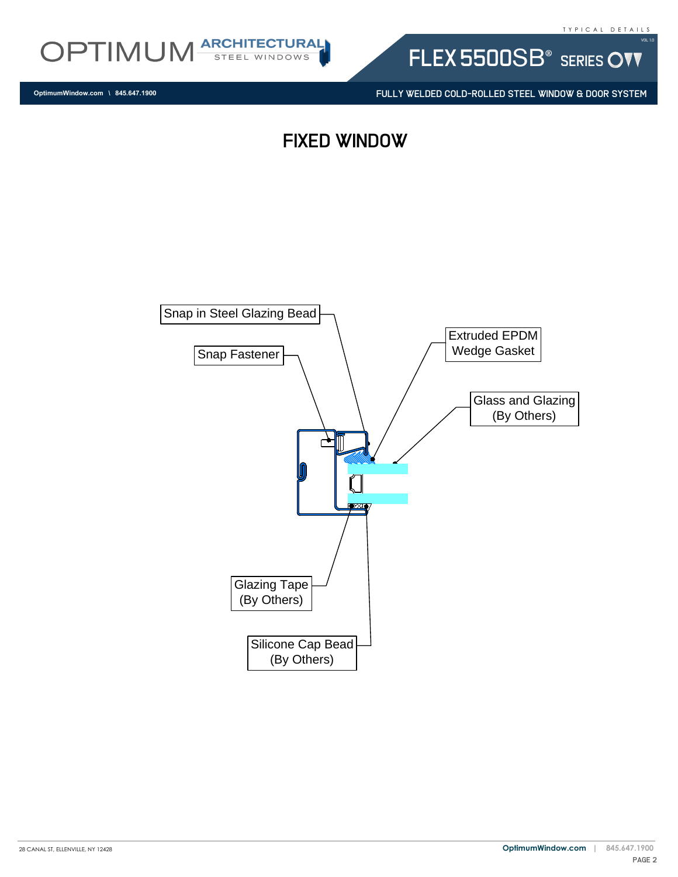# FIXED WINDOW

Snap in Steel Glazing Bead

Snap Fastener

Extruded EPDM Wedge Gasket

Glass and Glazing (By Others)

Glazing Tape (By Others)

Silicone Cap Bead (By Others)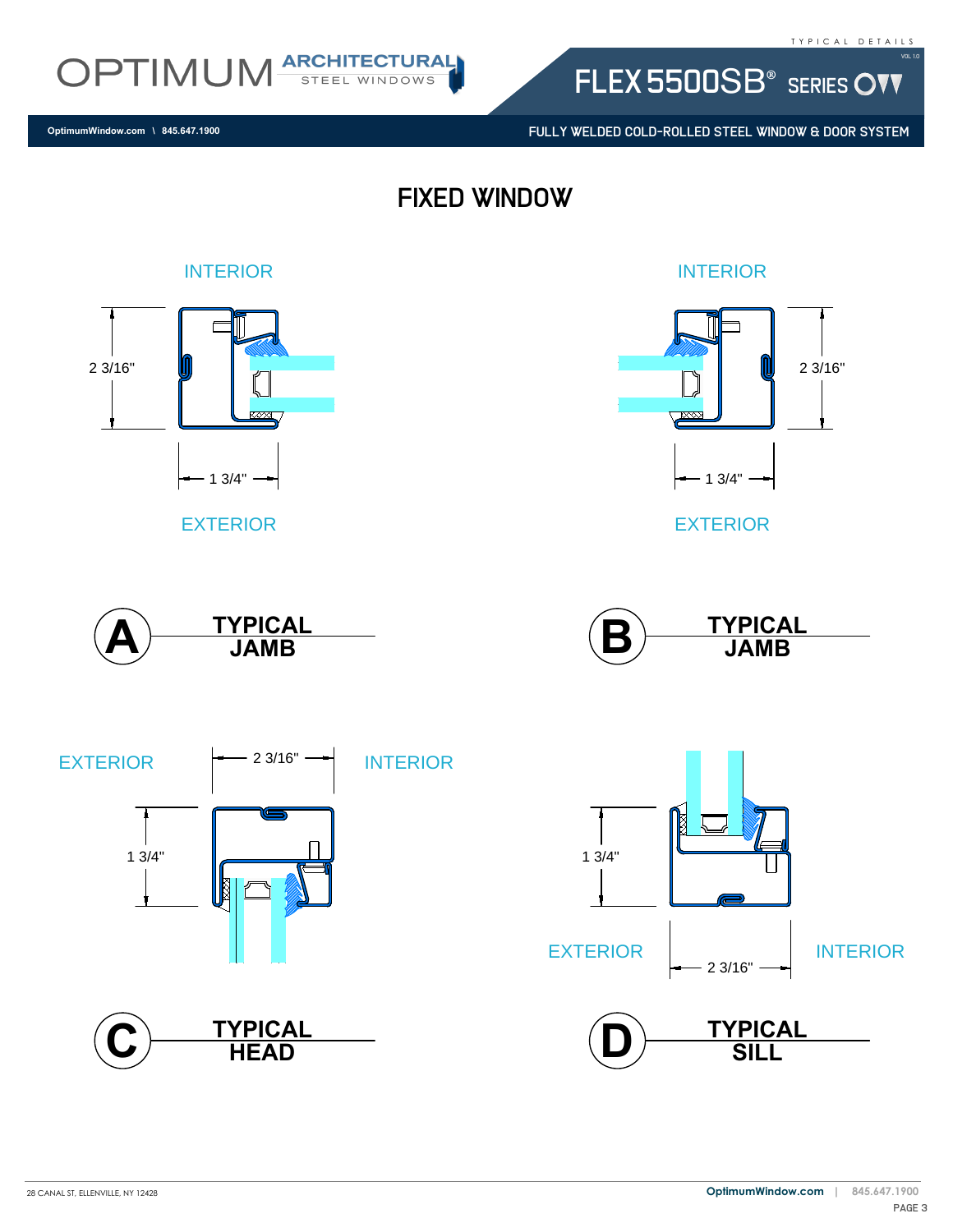# FIXED WINDOW

INTERIOR

2 3/16"

1 3/4"

EXTERIOR

INTERIOR

2 3/16"

1 3/4"

EXTERIOR

**A** TYPICAL JAMB

**B** TYPICAL JAMB

EXTERIOR

2 3/16"

INTERIOR

1 3/4"

1 3/4"

EXTERIOR

2 3/16"

INTERIOR

**C** TYPICAL HEAD

**D** TYPICAL SILL

28 CANAL ST, ELLENVILLE, NY 12428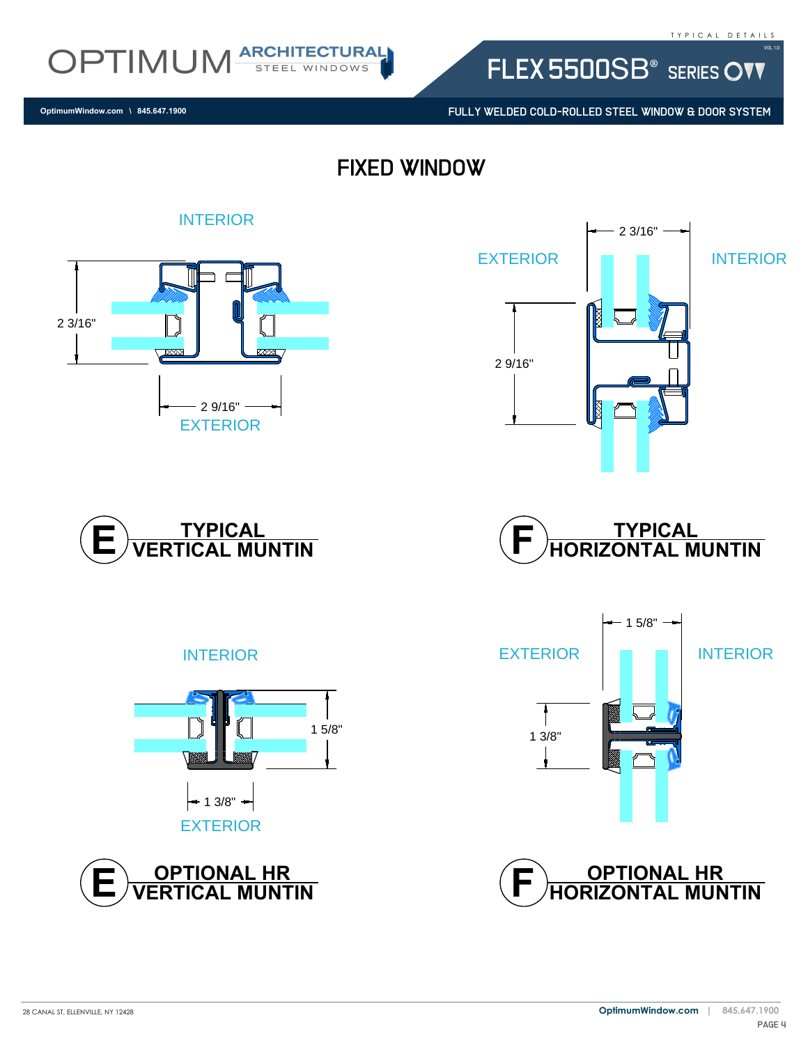# FIXED WINDOW

INTERIOR

2 3/16"

2 9/16"

EXTERIOR

**E TYPICAL VERTICAL MUNTIN**

EXTERIOR

INTERIOR

2 3/16"

2 9/16"

**F TYPICAL HORIZONTAL MUNTIN**

INTERIOR

1 5/8"

1 3/8"

EXTERIOR

**E OPTIONAL HR VERTICAL MUNTIN**

EXTERIOR

INTERIOR

1 5/8"

1 3/8"

**F OPTIONAL HR HORIZONTAL MUNTIN**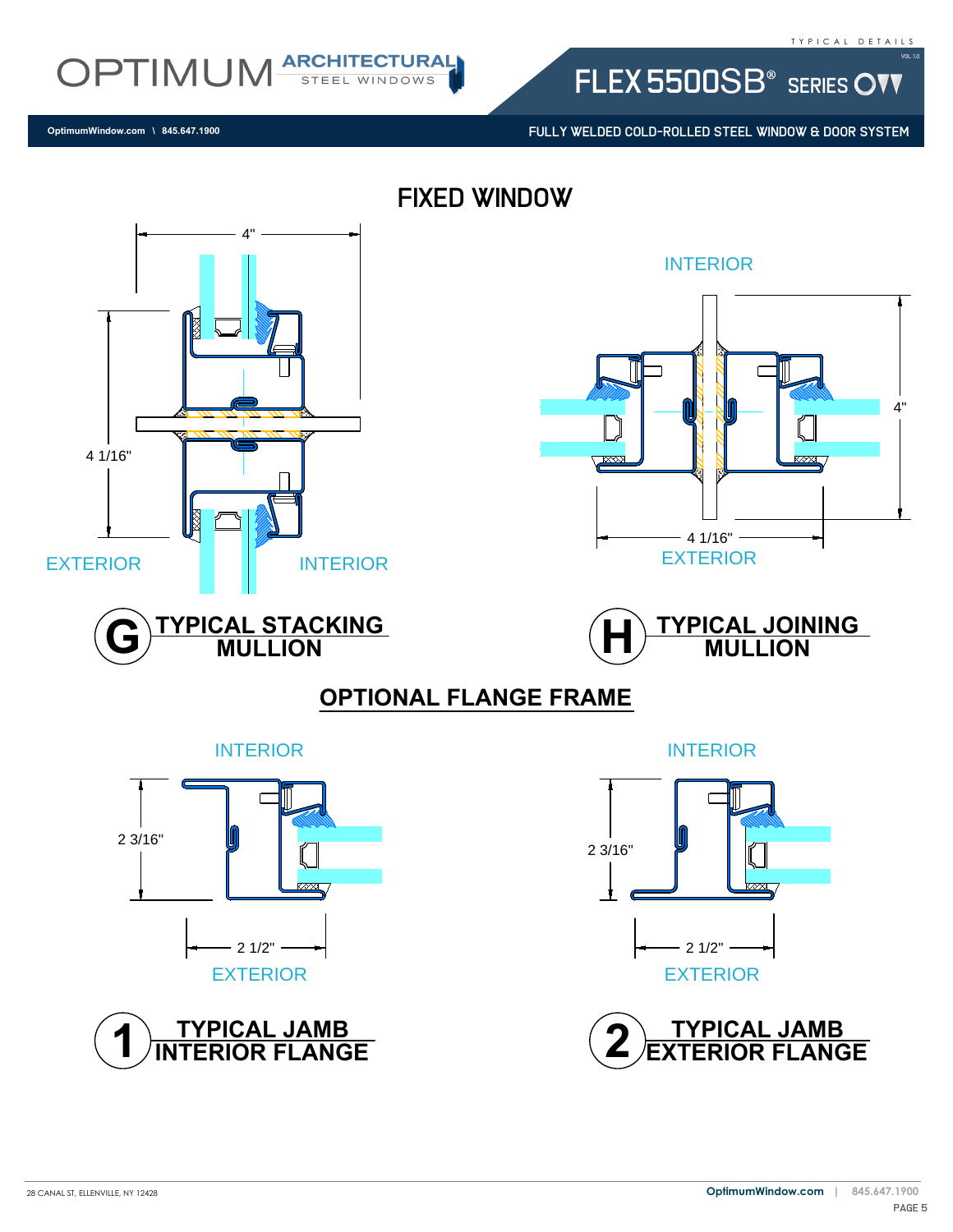# FIXED WINDOW

4"

4 1/16"

EXTERIOR

INTERIOR

**G** TYPICAL STACKING MULLION

INTERIOR

4"

4 1/16"

EXTERIOR

**H** TYPICAL JOINING MULLION

## OPTIONAL FLANGE FRAME

INTERIOR

2 3/16"

2 1/2"

EXTERIOR

**1** TYPICAL JAMB INTERIOR FLANGE

INTERIOR

2 3/16"

2 1/2"

EXTERIOR

**2** TYPICAL JAMB EXTERIOR FLANGE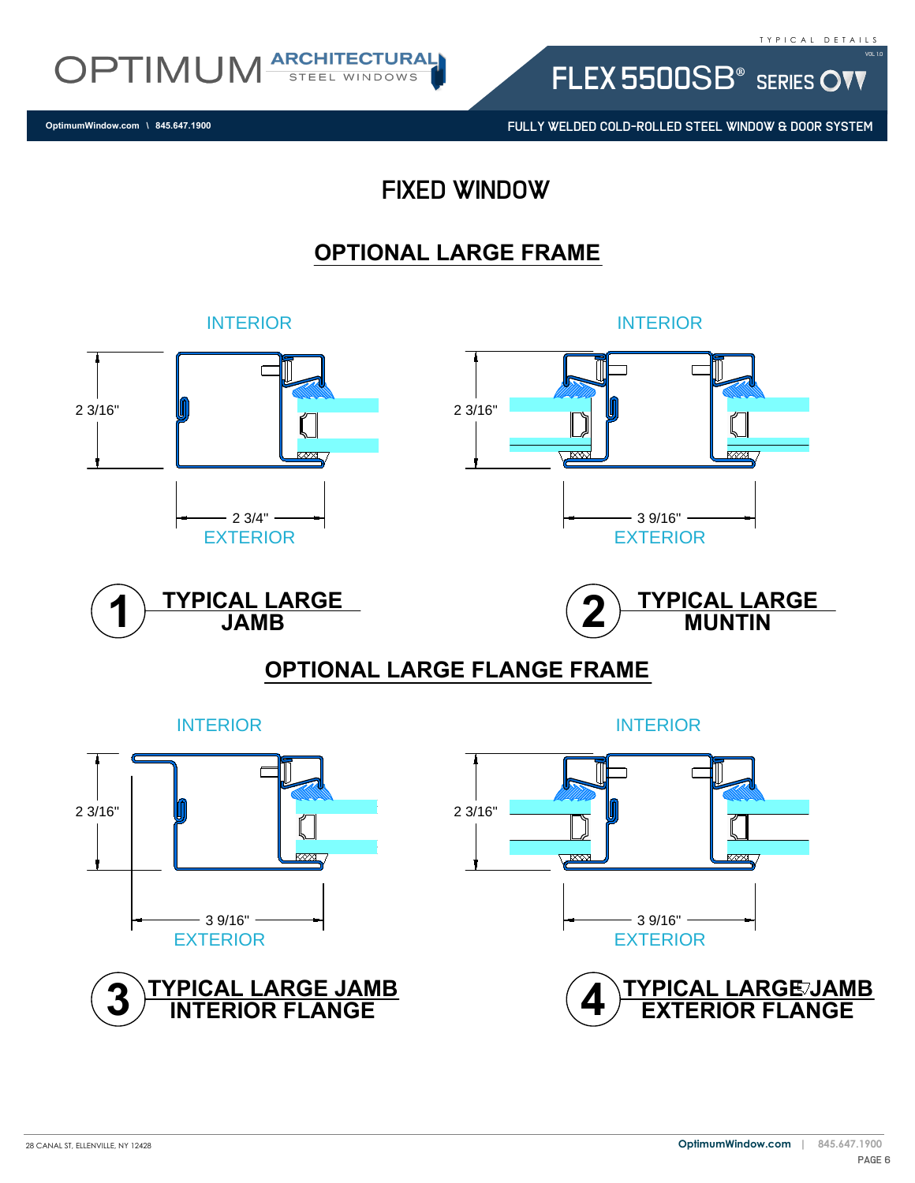# FIXED WINDOW

## OPTIONAL LARGE FRAME

INTERIOR

2 3/16"

2 3/4"

EXTERIOR

INTERIOR

2 3/16"

3 9/16"

EXTERIOR

**1** TYPICAL LARGE JAMB

**2** TYPICAL LARGE MUNTIN

## OPTIONAL LARGE FLANGE FRAME

INTERIOR

2 3/16"

3 9/16"

EXTERIOR

INTERIOR

2 3/16"

3 9/16"

EXTERIOR

**3** TYPICAL LARGE JAMB INTERIOR FLANGE

**4** TYPICAL LARGE JAMB EXTERIOR FLANGE

28 CANAL ST, ELLENVILLE, NY 12428